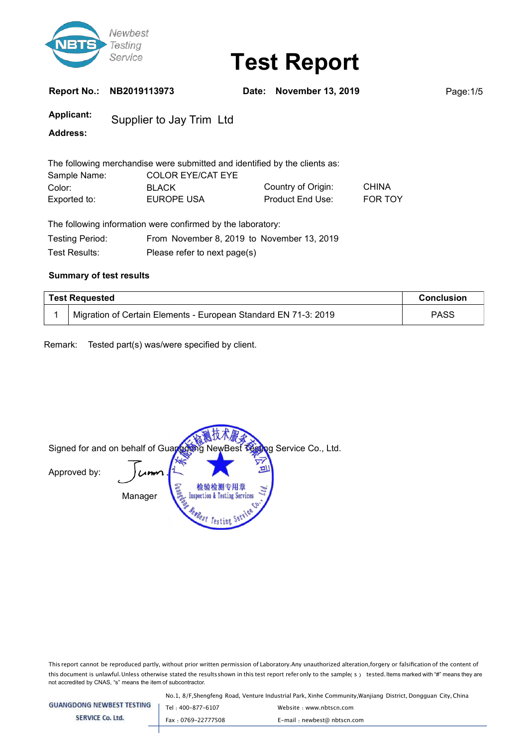Newbest Testing Service

# Test Report

**Report No.:** NB2019113973 **Date:** November 13, 2019

**Applicant:** Supplier to Jay Trim Ltd

**Address:**

The following merchandise were submitted and identified by the clients as:

| | | | |
|---|---|---|---|
| Sample Name: | COLOR EYE/CAT EYE | | |
| Color: | BLACK | Country of Origin: | CHINA |
| Exported to: | EUROPE USA | Product End Use: | FOR TOY |

The following information were confirmed by the laboratory:

| | |
|---|---|
| Testing Period: | From November 8, 2019 to November 13, 2019 |
| Test Results: | Please refer to next page(s) |

**Summary of test results**

| Test Requested | | Conclusion |
|---|---|---|
| 1 | Migration of Certain Elements - European Standard EN 71-3: 2019 | PASS |

Remark: Tested part(s) was/were specified by client.

Signed for and on behalf of Guangdong NewBest Testing Service Co., Ltd.

Approved by:

Manager

广东能检测技术服务有限公司 检验检测专用章 Inspection & Testing Services Guangdong NewBest Testing Service Co., Ltd.

This report cannot be reproduced partly, without prior written permission of Laboratory. Any unauthorized alteration, forgery or falsification of the content of this document is unlawful. Unless otherwise stated the results shown in this test report refer only to the sample( s ) tested. Items marked with "#" means they are not accredited by CNAS, "s" means the item of subcontractor.

GUANGDONG NEWBEST TESTING SERVICE Co. Ltd.

No.1, 8/F,Shengfeng Road, Venture Industrial Park, Xinhe Community,Wanjiang District, Dongguan City, China

Tel : 400-877-6107 Website : www.nbtscn.com

Fax : 0769-22777508 E-mail : newbest@ nbtscn.com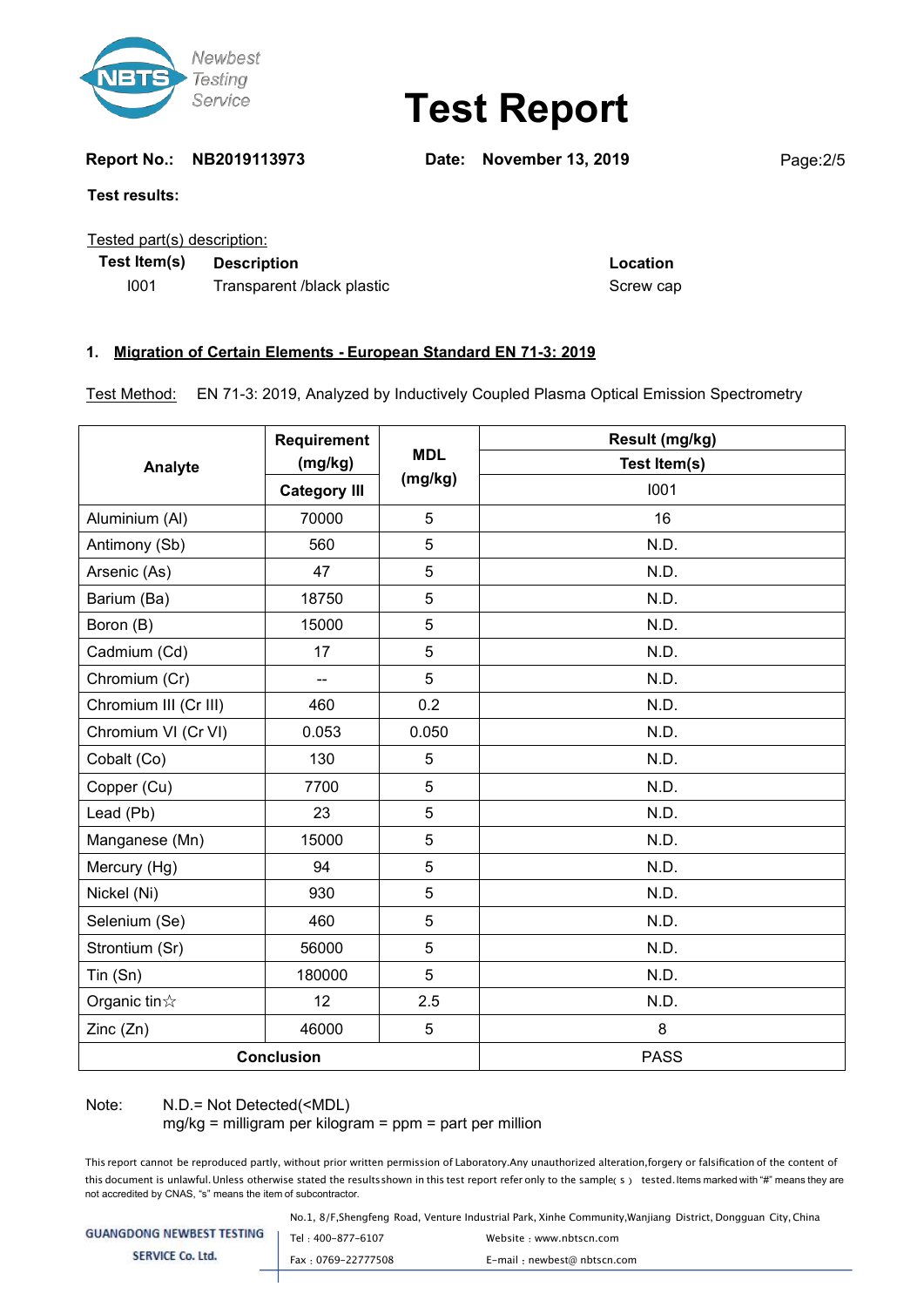# Test Report

**Report No.:** NB2019113973 **Date:** November 13, 2019

**Test results:**

Tested part(s) description:

| Test Item(s) | Description | Location |
|---|---|---|
| I001 | Transparent /black plastic | Screw cap |

### 1. Migration of Certain Elements - European Standard EN 71-3: 2019

Test Method: EN 71-3: 2019, Analyzed by Inductively Coupled Plasma Optical Emission Spectrometry

| Analyte | Requirement (mg/kg) | MDL (mg/kg) | Result (mg/kg) |
|---|---|---|---|
| | | | Test Item(s) |
| | Category III | | I001 |
| Aluminium (Al) | 70000 | 5 | 16 |
| Antimony (Sb) | 560 | 5 | N.D. |
| Arsenic (As) | 47 | 5 | N.D. |
| Barium (Ba) | 18750 | 5 | N.D. |
| Boron (B) | 15000 | 5 | N.D. |
| Cadmium (Cd) | 17 | 5 | N.D. |
| Chromium (Cr) | -- | 5 | N.D. |
| Chromium III (Cr III) | 460 | 0.2 | N.D. |
| Chromium VI (Cr VI) | 0.053 | 0.050 | N.D. |
| Cobalt (Co) | 130 | 5 | N.D. |
| Copper (Cu) | 7700 | 5 | N.D. |
| Lead (Pb) | 23 | 5 | N.D. |
| Manganese (Mn) | 15000 | 5 | N.D. |
| Mercury (Hg) | 94 | 5 | N.D. |
| Nickel (Ni) | 930 | 5 | N.D. |
| Selenium (Se) | 460 | 5 | N.D. |
| Strontium (Sr) | 56000 | 5 | N.D. |
| Tin (Sn) | 180000 | 5 | N.D. |
| Organic tin☆ | 12 | 2.5 | N.D. |
| Zinc (Zn) | 46000 | 5 | 8 |
| Conclusion | | | PASS |

Note: N.D.= Not Detected(<MDL)
mg/kg = milligram per kilogram = ppm = part per million

This report cannot be reproduced partly, without prior written permission of Laboratory.Any unauthorized alteration,forgery or falsification of the content of this document is unlawful. Unless otherwise stated the results shown in this test report refer only to the sample( s ) tested. Items marked with "#" means they are not accredited by CNAS, "s" means the item of subcontractor.

GUANGDONG NEWBEST TESTING SERVICE Co. Ltd.
No.1, 8/F,Shengfeng Road, Venture Industrial Park, Xinhe Community,Wanjiang District, Dongguan City, China
Tel : 400-877-6107 Website : www.nbtscn.com
Fax : 0769-22777508 E-mail : newbest@ nbtscn.com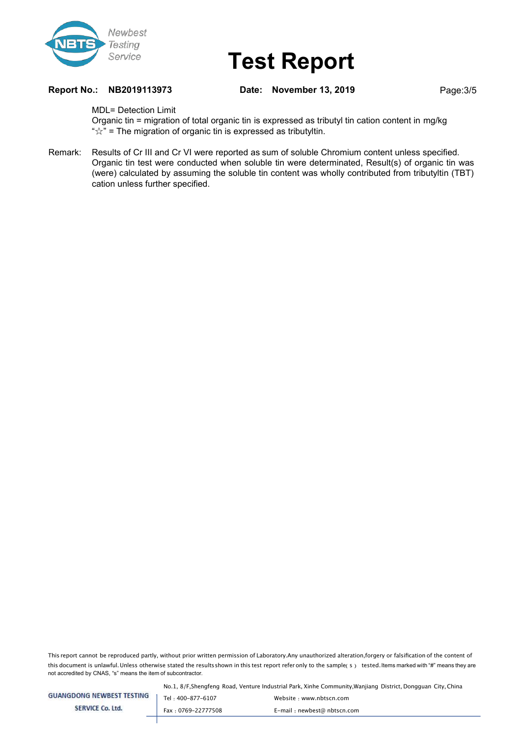MDL= Detection Limit

Organic tin = migration of total organic tin is expressed as tributyl tin cation content in mg/kg

"☆" = The migration of organic tin is expressed as tributyltin.

Remark: Results of Cr III and Cr VI were reported as sum of soluble Chromium content unless specified. Organic tin test were conducted when soluble tin were determinated, Result(s) of organic tin was (were) calculated by assuming the soluble tin content was wholly contributed from tributyltin (TBT) cation unless further specified.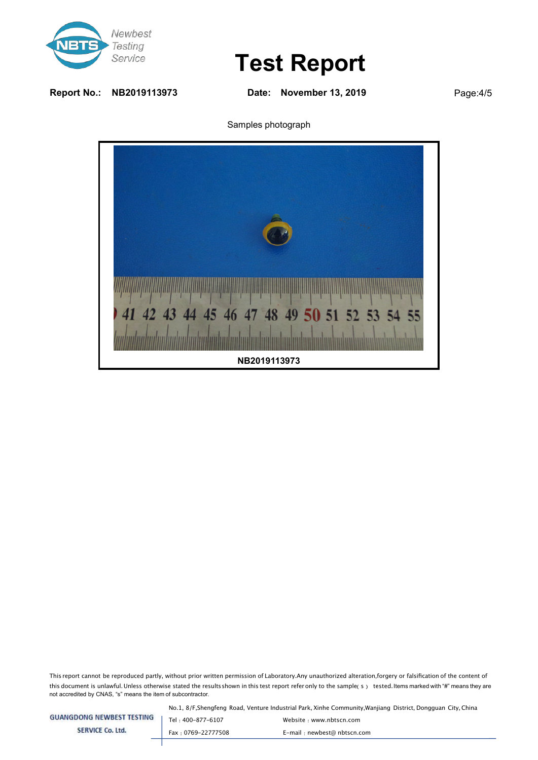# Test Report

**Report No.: NB2019113973** **Date: November 13, 2019**

Samples photograph

**NB2019113973**

This report cannot be reproduced partly, without prior written permission of Laboratory.Any unauthorized alteration,forgery or falsification of the content of this document is unlawful. Unless otherwise stated the results shown in this test report refer only to the sample( s ) tested. Items marked with "#" means they are not accredited by CNAS, "s" means the item of subcontractor.

GUANGDONG NEWBEST TESTING SERVICE Co. Ltd.

No.1, 8/F,Shengfeng Road, Venture Industrial Park, Xinhe Community,Wanjiang District, Dongguan City, China

Tel : 400-877-6107 Website : www.nbtscn.com

Fax : 0769-22777508 E-mail : newbest@ nbtscn.com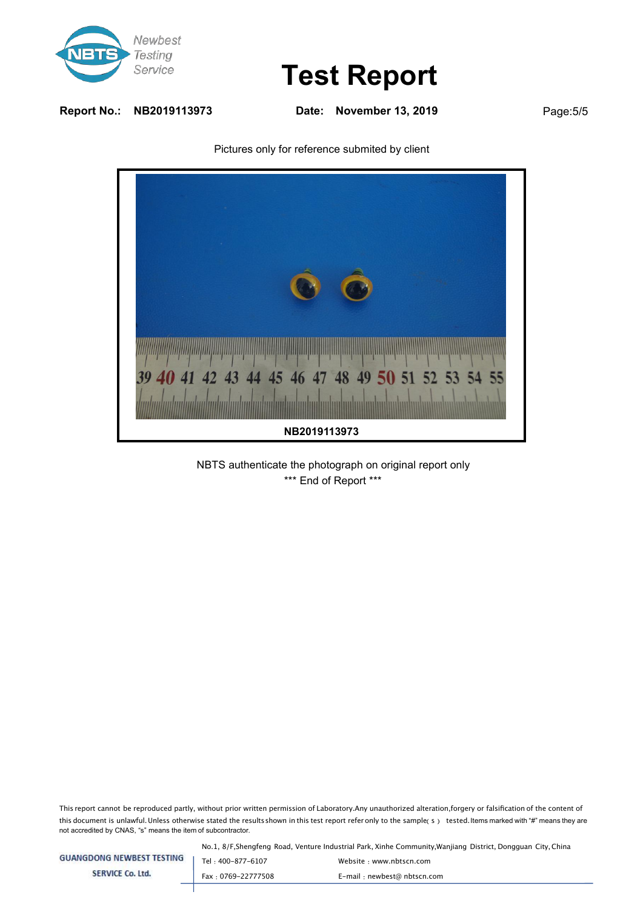# Test Report

**Report No.: NB2019113973** **Date: November 13, 2019**

Pictures only for reference submited by client

**NB2019113973**

NBTS authenticate the photograph on original report only

*** End of Report ***

This report cannot be reproduced partly, without prior written permission of Laboratory.Any unauthorized alteration,forgery or falsification of the content of this document is unlawful. Unless otherwise stated the results shown in this test report refer only to the sample( s ) tested. Items marked with "#" means they are not accredited by CNAS, "s" means the item of subcontractor.

GUANGDONG NEWBEST TESTING SERVICE Co. Ltd.

No.1, 8/F,Shengfeng Road, Venture Industrial Park, Xinhe Community,Wanjiang District, Dongguan City, China

Tel：400-877-6107 Website：www.nbtscn.com

Fax：0769-22777508 E-mail：newbest@ nbtscn.com